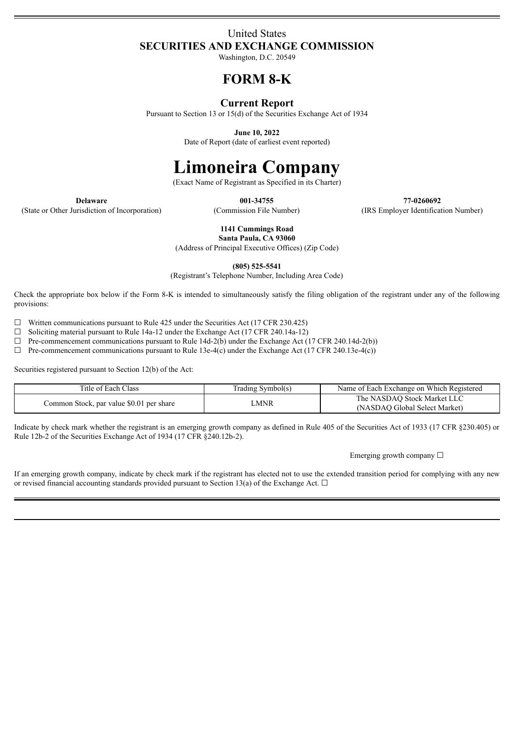United States

**SECURITIES AND EXCHANGE COMMISSION**

Washington, D.C. 20549

# FORM 8-K

## Current Report

Pursuant to Section 13 or 15(d) of the Securities Exchange Act of 1934

**June 10, 2022**

Date of Report (date of earliest event reported)

# Limoneira Company

(Exact Name of Registrant as Specified in its Charter)

| **Delaware** | **001-34755** | **77-0260692** |
|---|---|---|
| (State or Other Jurisdiction of Incorporation) | (Commission File Number) | (IRS Employer Identification Number) |

**1141 Cummings Road**
**Santa Paula, CA 93060**

(Address of Principal Executive Offices) (Zip Code)

**(805) 525-5541**

(Registrant's Telephone Number, Including Area Code)

Check the appropriate box below if the Form 8-K is intended to simultaneously satisfy the filing obligation of the registrant under any of the following provisions:

☐ Written communications pursuant to Rule 425 under the Securities Act (17 CFR 230.425)
☐ Soliciting material pursuant to Rule 14a-12 under the Exchange Act (17 CFR 240.14a-12)
☐ Pre-commencement communications pursuant to Rule 14d-2(b) under the Exchange Act (17 CFR 240.14d-2(b))
☐ Pre-commencement communications pursuant to Rule 13e-4(c) under the Exchange Act (17 CFR 240.13e-4(c))

Securities registered pursuant to Section 12(b) of the Act:

| Title of Each Class | Trading Symbol(s) | Name of Each Exchange on Which Registered |
|---|---|---|
| Common Stock, par value $0.01 per share | LMNR | The NASDAQ Stock Market LLC (NASDAQ Global Select Market) |

Indicate by check mark whether the registrant is an emerging growth company as defined in Rule 405 of the Securities Act of 1933 (17 CFR §230.405) or Rule 12b-2 of the Securities Exchange Act of 1934 (17 CFR §240.12b-2).

Emerging growth company ☐

If an emerging growth company, indicate by check mark if the registrant has elected not to use the extended transition period for complying with any new or revised financial accounting standards provided pursuant to Section 13(a) of the Exchange Act. ☐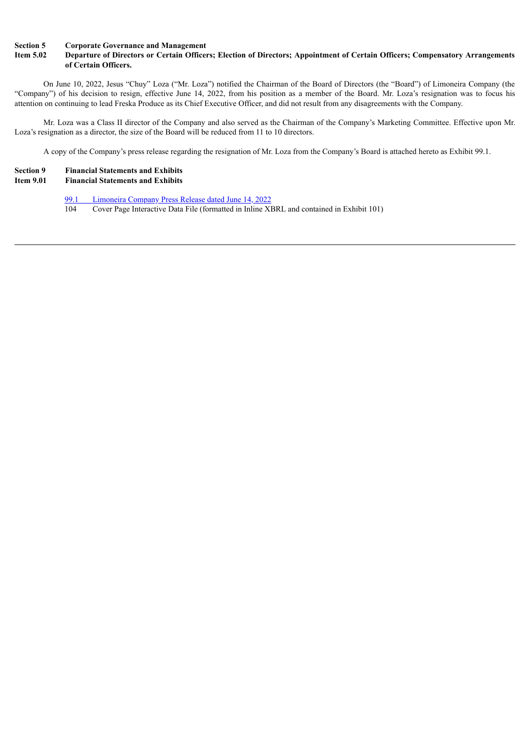**Section 5 Corporate Governance and Management**

**Item 5.02 Departure of Directors or Certain Officers; Election of Directors; Appointment of Certain Officers; Compensatory Arrangements of Certain Officers.**

On June 10, 2022, Jesus "Chuy" Loza ("Mr. Loza") notified the Chairman of the Board of Directors (the "Board") of Limoneira Company (the "Company") of his decision to resign, effective June 14, 2022, from his position as a member of the Board. Mr. Loza's resignation was to focus his attention on continuing to lead Freska Produce as its Chief Executive Officer, and did not result from any disagreements with the Company.

Mr. Loza was a Class II director of the Company and also served as the Chairman of the Company's Marketing Committee. Effective upon Mr. Loza's resignation as a director, the size of the Board will be reduced from 11 to 10 directors.

A copy of the Company's press release regarding the resignation of Mr. Loza from the Company's Board is attached hereto as Exhibit 99.1.

**Section 9 Financial Statements and Exhibits**

**Item 9.01 Financial Statements and Exhibits**

| | |
|---|---|
| 99.1 | Limoneira Company Press Release dated June 14, 2022 |
| 104 | Cover Page Interactive Data File (formatted in Inline XBRL and contained in Exhibit 101) |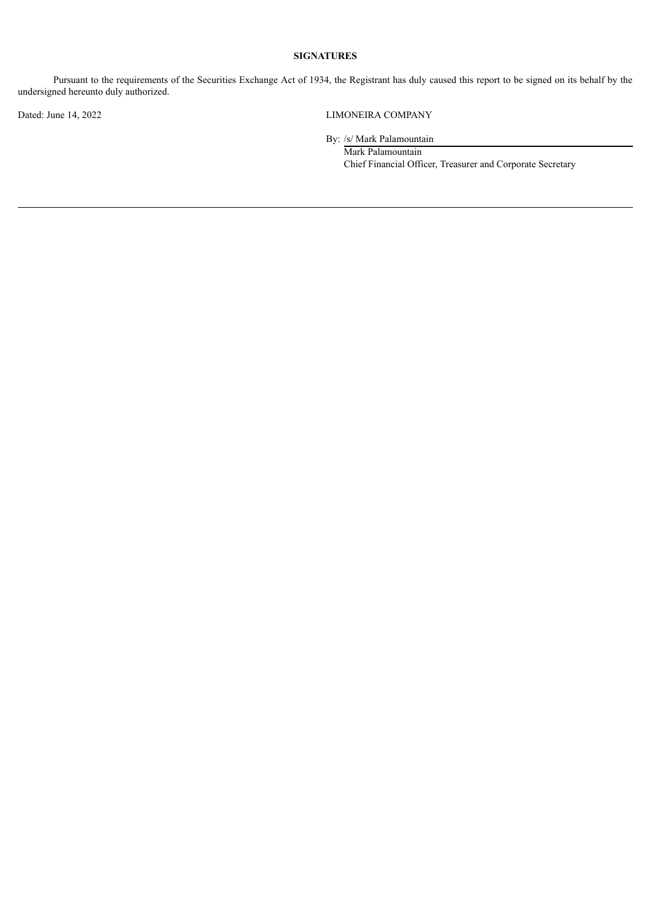**SIGNATURES**

Pursuant to the requirements of the Securities Exchange Act of 1934, the Registrant has duly caused this report to be signed on its behalf by the undersigned hereunto duly authorized.

Dated: June 14, 2022

LIMONEIRA COMPANY

By: /s/ Mark Palamountain

Mark Palamountain

Chief Financial Officer, Treasurer and Corporate Secretary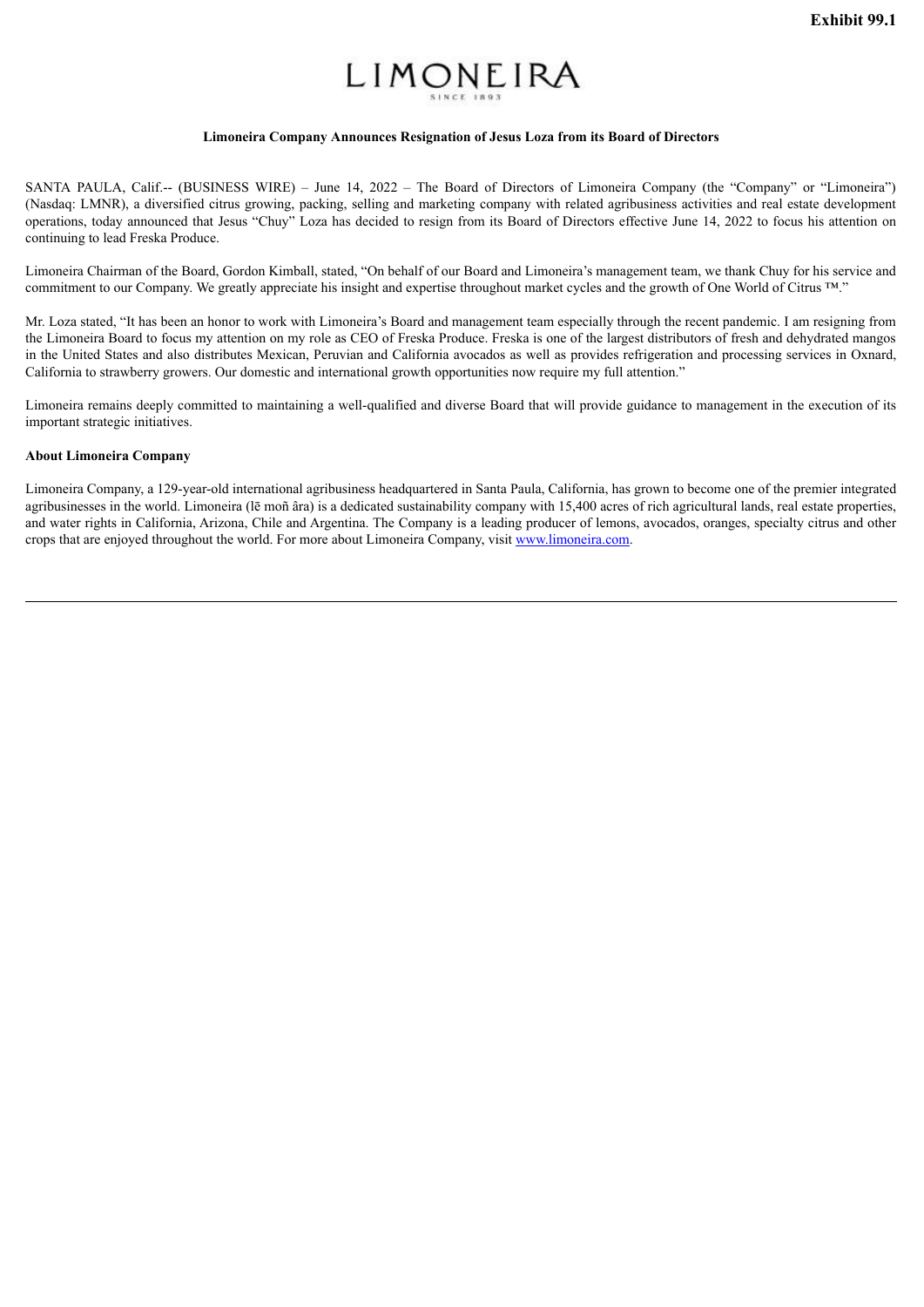**Exhibit 99.1**

LIMONEIRA
SINCE 1893

**Limoneira Company Announces Resignation of Jesus Loza from its Board of Directors**

SANTA PAULA, Calif.-- (BUSINESS WIRE) – June 14, 2022 – The Board of Directors of Limoneira Company (the "Company" or "Limoneira") (Nasdaq: LMNR), a diversified citrus growing, packing, selling and marketing company with related agribusiness activities and real estate development operations, today announced that Jesus "Chuy" Loza has decided to resign from its Board of Directors effective June 14, 2022 to focus his attention on continuing to lead Freska Produce.

Limoneira Chairman of the Board, Gordon Kimball, stated, "On behalf of our Board and Limoneira's management team, we thank Chuy for his service and commitment to our Company. We greatly appreciate his insight and expertise throughout market cycles and the growth of One World of Citrus ™."

Mr. Loza stated, "It has been an honor to work with Limoneira's Board and management team especially through the recent pandemic. I am resigning from the Limoneira Board to focus my attention on my role as CEO of Freska Produce. Freska is one of the largest distributors of fresh and dehydrated mangos in the United States and also distributes Mexican, Peruvian and California avocados as well as provides refrigeration and processing services in Oxnard, California to strawberry growers. Our domestic and international growth opportunities now require my full attention."

Limoneira remains deeply committed to maintaining a well-qualified and diverse Board that will provide guidance to management in the execution of its important strategic initiatives.

**About Limoneira Company**

Limoneira Company, a 129-year-old international agribusiness headquartered in Santa Paula, California, has grown to become one of the premier integrated agribusinesses in the world. Limoneira (lē moñ âra) is a dedicated sustainability company with 15,400 acres of rich agricultural lands, real estate properties, and water rights in California, Arizona, Chile and Argentina. The Company is a leading producer of lemons, avocados, oranges, specialty citrus and other crops that are enjoyed throughout the world. For more about Limoneira Company, visit www.limoneira.com.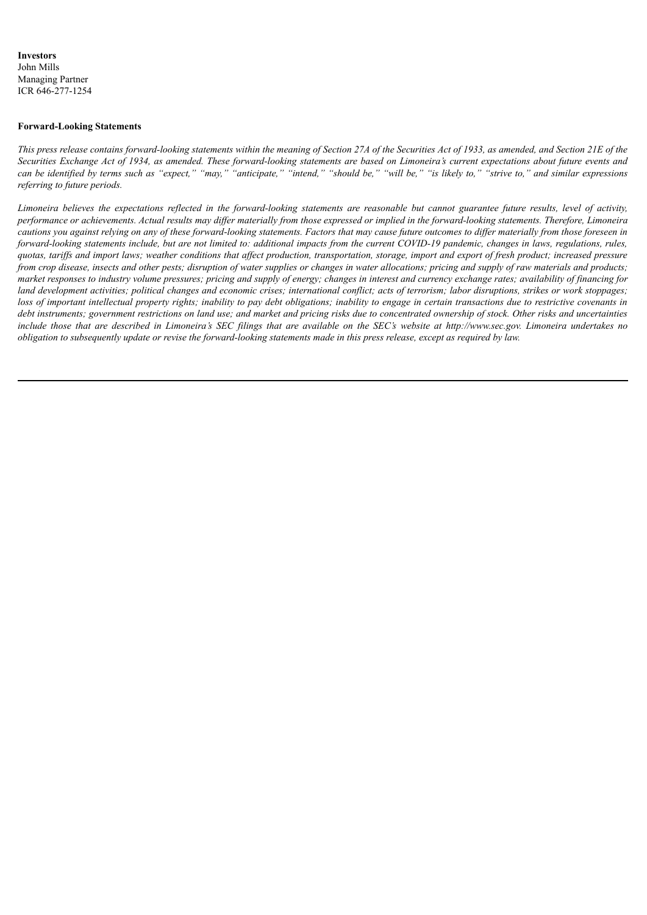**Investors**
John Mills
Managing Partner
ICR 646-277-1254

**Forward-Looking Statements**

*This press release contains forward-looking statements within the meaning of Section 27A of the Securities Act of 1933, as amended, and Section 21E of the Securities Exchange Act of 1934, as amended. These forward-looking statements are based on Limoneira's current expectations about future events and can be identified by terms such as "expect," "may," "anticipate," "intend," "should be," "will be," "is likely to," "strive to," and similar expressions referring to future periods.*

*Limoneira believes the expectations reflected in the forward-looking statements are reasonable but cannot guarantee future results, level of activity, performance or achievements. Actual results may differ materially from those expressed or implied in the forward-looking statements. Therefore, Limoneira cautions you against relying on any of these forward-looking statements. Factors that may cause future outcomes to differ materially from those foreseen in forward-looking statements include, but are not limited to: additional impacts from the current COVID-19 pandemic, changes in laws, regulations, rules, quotas, tariffs and import laws; weather conditions that affect production, transportation, storage, import and export of fresh product; increased pressure from crop disease, insects and other pests; disruption of water supplies or changes in water allocations; pricing and supply of raw materials and products; market responses to industry volume pressures; pricing and supply of energy; changes in interest and currency exchange rates; availability of financing for land development activities; political changes and economic crises; international conflict; acts of terrorism; labor disruptions, strikes or work stoppages; loss of important intellectual property rights; inability to pay debt obligations; inability to engage in certain transactions due to restrictive covenants in debt instruments; government restrictions on land use; and market and pricing risks due to concentrated ownership of stock. Other risks and uncertainties include those that are described in Limoneira's SEC filings that are available on the SEC's website at http://www.sec.gov. Limoneira undertakes no obligation to subsequently update or revise the forward-looking statements made in this press release, except as required by law.*